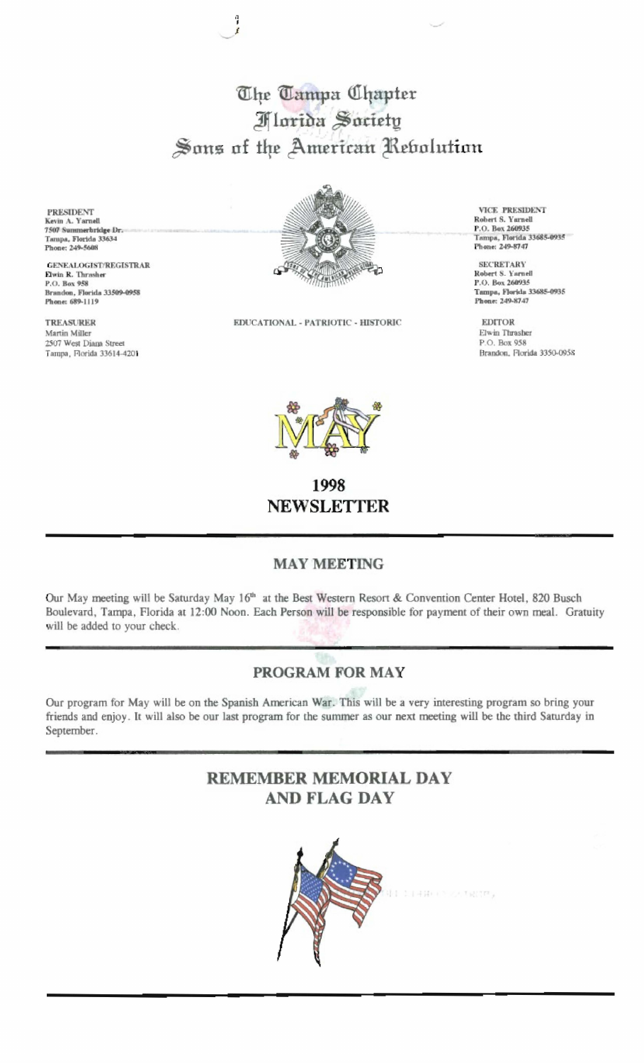# The Tampa Chapter
# Florida Society
# Sons of the American Revolution

PRESIDENT
Kevin A. Yarnell
7507 Summerbridge Dr.
Tampa, Florida 33634
Phone: 249-5608

GENEALOGIST/REGISTRAR
Elwin R. Thrasher
P.O. Box 958
Brandon, Florida 33509-0958
Phone: 689-1119

TREASURER
Martin Miller
2507 West Diana Street
Tampa, Florida 33614-4201

VICE PRESIDENT
Robert S. Yarnell
P.O. Box 260935
Tampa, Florida 33685-0935
Phone: 249-8747

SECRETARY
Robert S. Yarnell
P.O. Box 260935
Tampa, Florida 33685-0935
Phone: 249-8747

EDITOR
Elwin Thrasher
P.O. Box 958
Brandon, Florida 3350-0958

EDUCATIONAL - PATRIOTIC - HISTORIC

MAY

## 1998 NEWSLETTER

---

### MAY MEETING

Our May meeting will be Saturday May 16th at the Best Western Resort & Convention Center Hotel, 820 Busch Boulevard, Tampa, Florida at 12:00 Noon. Each Person will be responsible for payment of their own meal. Gratuity will be added to your check.

---

### PROGRAM FOR MAY

Our program for May will be on the Spanish American War. This will be a very interesting program so bring your friends and enjoy. It will also be our last program for the summer as our next meeting will be the third Saturday in September.

---

## REMEMBER MEMORIAL DAY AND FLAG DAY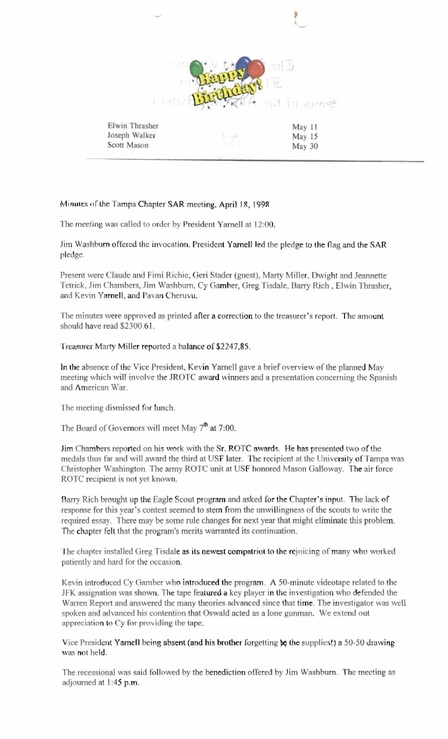Happy Birthday!

| | |
|---|---|
| Elwin Thrasher | May 11 |
| Joseph Walker | May 15 |
| Scott Mason | May 30 |

---

Minutes of the Tampa Chapter SAR meeting, April 18, 1998

The meeting was called to order by President Yarnell at 12:00.

Jim Washburn offered the invocation. President Yarnell led the pledge to the flag and the SAR pledge.

Present were Claude and Fimi Richie, Geri Stader (guest), Marty Miller, Dwight and Jeannette Tetrick, Jim Chambers, Jim Washburn, Cy Gamber, Greg Tisdale, Barry Rich , Elwin Thrasher, and Kevin Yarnell, and Pavan Cheruvu.

The minutes were approved as printed after a correction to the treasurer's report. The amount should have read $2300.61.

Treasurer Marty Miller reported a balance of $2247,85.

In the absence of the Vice President, Kevin Yarnell gave a brief overview of the planned May meeting which will involve the JROTC award winners and a presentation concerning the Spanish and American War.

The meeting dismissed for lunch.

The Board of Governors will meet May 7th at 7:00.

Jim Chambers reported on his work with the Sr. ROTC awards. He has presented two of the medals thus far and will award the third at USF later. The recipient at the University of Tampa was Christopher Washington. The army ROTC unit at USF honored Mason Galloway. The air force ROTC recipient is not yet known.

Barry Rich brought up the Eagle Scout program and asked for the Chapter's input. The lack of response for this year's contest seemed to stem from the unwillingness of the scouts to write the required essay. There may be some rule changes for next year that might eliminate this problem. The chapter felt that the program's merits warranted its continuation.

The chapter installed Greg Tisdale as its newest compatriot to the rejoicing of many who worked patiently and hard for the occasion.

Kevin introduced Cy Gamber who introduced the program. A 50-minute videotape related to the JFK assignation was shown. The tape featured a key player in the investigation who defended the Warren Report and answered the many theories advanced since that time. The investigator was well spoken and advanced his contention that Oswald acted as a lone gunman. We extend out appreciation to Cy for providing the tape.

Vice President Yarnell being absent (and his brother forgetting the supplies!) a 50-50 drawing was not held.

The recessional was said followed by the benediction offered by Jim Washburn. The meeting as adjourned at 1:45 p.m.